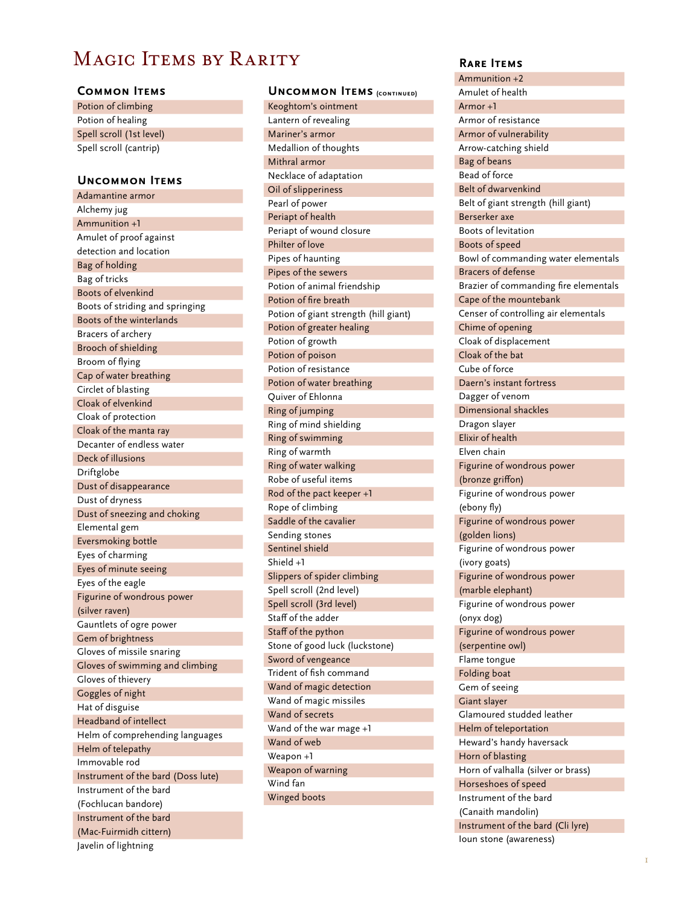# Magic Items by Rarity

## Common Items

- Potion of climbing
- Potion of healing
- Spell scroll (1st level)
- Spell scroll (cantrip)

## Uncommon Items

- Adamantine armor
- Alchemy jug
- Ammunition +1
- Amulet of proof against detection and location
- Bag of holding
- Bag of tricks
- Boots of elvenkind
- Boots of striding and springing
- Boots of the winterlands
- Bracers of archery
- Brooch of shielding
- Broom of flying
- Cap of water breathing
- Circlet of blasting
- Cloak of elvenkind
- Cloak of protection
- Cloak of the manta ray
- Decanter of endless water
- Deck of illusions
- Driftglobe
- Dust of disappearance
- Dust of dryness
- Dust of sneezing and choking
- Elemental gem
- Eversmoking bottle
- Eyes of charming
- Eyes of minute seeing
- Eyes of the eagle
- Figurine of wondrous power (silver raven)
- Gauntlets of ogre power
- Gem of brightness
- Gloves of missile snaring
- Gloves of swimming and climbing
- Gloves of thievery
- Goggles of night
- Hat of disguise
- Headband of intellect
- Helm of comprehending languages
- Helm of telepathy
- Immovable rod
- Instrument of the bard (Doss lute)
- Instrument of the bard (Fochlucan bandore)
- Instrument of the bard (Mac-Fuirmidh cittern)
- Javelin of lightning

## Uncommon Items (continued)

- Keoghtom's ointment
- Lantern of revealing
- Mariner's armor
- Medallion of thoughts
- Mithral armor
- Necklace of adaptation
- Oil of slipperiness
- Pearl of power
- Periapt of health
- Periapt of wound closure
- Philter of love
- Pipes of haunting
- Pipes of the sewers
- Potion of animal friendship
- Potion of fire breath
- Potion of giant strength (hill giant)
- Potion of greater healing
- Potion of growth
- Potion of poison
- Potion of resistance
- Potion of water breathing
- Quiver of Ehlonna
- Ring of jumping
- Ring of mind shielding
- Ring of swimming
- Ring of warmth
- Ring of water walking
- Robe of useful items
- Rod of the pact keeper +1
- Rope of climbing
- Saddle of the cavalier
- Sending stones
- Sentinel shield
- Shield +1
- Slippers of spider climbing
- Spell scroll (2nd level)
- Spell scroll (3rd level)
- Staff of the adder
- Staff of the python
- Stone of good luck (luckstone)
- Sword of vengeance
- Trident of fish command
- Wand of magic detection
- Wand of magic missiles
- Wand of secrets
- Wand of the war mage +1
- Wand of web
- Weapon +1
- Weapon of warning
- Wind fan
- Winged boots

## Rare Items

- Ammunition +2
- Amulet of health
- Armor +1
- Armor of resistance
- Armor of vulnerability
- Arrow-catching shield
- Bag of beans
- Bead of force
- Belt of dwarvenkind
- Belt of giant strength (hill giant)
- Berserker axe
- Boots of levitation
- Boots of speed
- Bowl of commanding water elementals
- Bracers of defense
- Brazier of commanding fire elementals
- Cape of the mountebank
- Censer of controlling air elementals
- Chime of opening
- Cloak of displacement
- Cloak of the bat
- Cube of force
- Daern's instant fortress
- Dagger of venom
- Dimensional shackles
- Dragon slayer
- Elixir of health
- Elven chain
- Figurine of wondrous power (bronze griffon)
- Figurine of wondrous power (ebony fly)
- Figurine of wondrous power (golden lions)
- Figurine of wondrous power (ivory goats)
- Figurine of wondrous power (marble elephant)
- Figurine of wondrous power (onyx dog)
- Figurine of wondrous power (serpentine owl)
- Flame tongue
- Folding boat
- Gem of seeing
- Giant slayer
- Glamoured studded leather
- Helm of teleportation
- Heward's handy haversack
- Horn of blasting
- Horn of valhalla (silver or brass)
- Horseshoes of speed
- Instrument of the bard (Canaith mandolin)
- Instrument of the bard (Cli lyre)
- Ioun stone (awareness)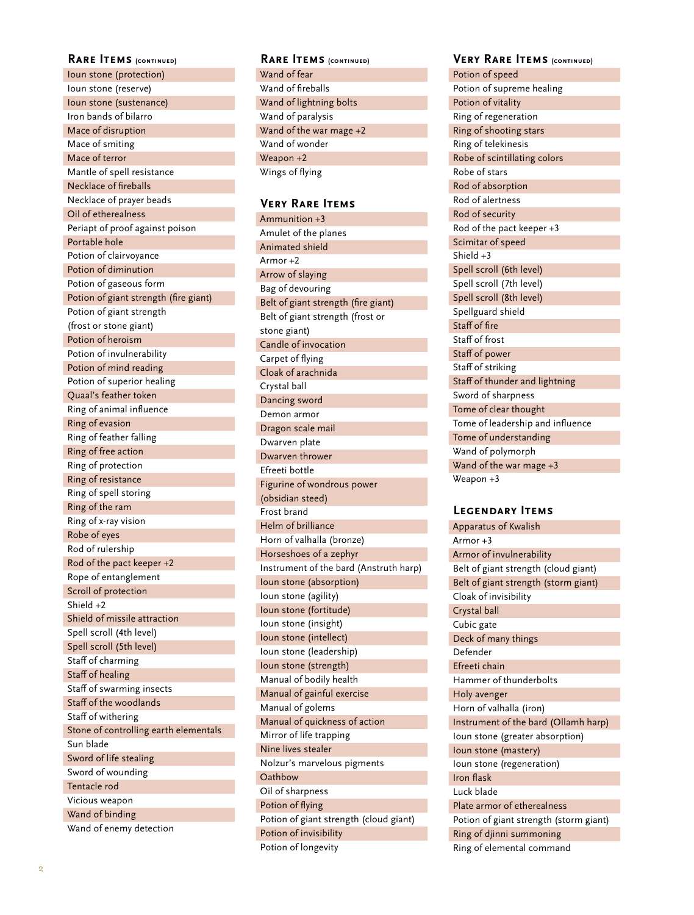## Rare Items (continued)

- Ioun stone (protection)
- Ioun stone (reserve)
- Ioun stone (sustenance)
- Iron bands of bilarro
- Mace of disruption
- Mace of smiting
- Mace of terror
- Mantle of spell resistance
- Necklace of fireballs
- Necklace of prayer beads
- Oil of etherealness
- Periapt of proof against poison
- Portable hole
- Potion of clairvoyance
- Potion of diminution
- Potion of gaseous form
- Potion of giant strength (fire giant)
- Potion of giant strength (frost or stone giant)
- Potion of heroism
- Potion of invulnerability
- Potion of mind reading
- Potion of superior healing
- Quaal's feather token
- Ring of animal influence
- Ring of evasion
- Ring of feather falling
- Ring of free action
- Ring of protection
- Ring of resistance
- Ring of spell storing
- Ring of the ram
- Ring of x-ray vision
- Robe of eyes
- Rod of rulership
- Rod of the pact keeper +2
- Rope of entanglement
- Scroll of protection
- Shield +2
- Shield of missile attraction
- Spell scroll (4th level)
- Spell scroll (5th level)
- Staff of charming
- Staff of healing
- Staff of swarming insects
- Staff of the woodlands
- Staff of withering
- Stone of controlling earth elementals
- Sun blade
- Sword of life stealing
- Sword of wounding
- Tentacle rod
- Vicious weapon
- Wand of binding
- Wand of enemy detection

## Rare Items (continued)

- Wand of fear
- Wand of fireballs
- Wand of lightning bolts
- Wand of paralysis
- Wand of the war mage +2
- Wand of wonder
- Weapon +2
- Wings of flying

## Very Rare Items

- Ammunition +3
- Amulet of the planes
- Animated shield
- Armor +2
- Arrow of slaying
- Bag of devouring
- Belt of giant strength (fire giant)
- Belt of giant strength (frost or stone giant)
- Candle of invocation
- Carpet of flying
- Cloak of arachnida
- Crystal ball
- Dancing sword
- Demon armor
- Dragon scale mail
- Dwarven plate
- Dwarven thrower
- Efreeti bottle
- Figurine of wondrous power (obsidian steed)
- Frost brand
- Helm of brilliance
- Horn of valhalla (bronze)
- Horseshoes of a zephyr
- Instrument of the bard (Anstruth harp)
- Ioun stone (absorption)
- Ioun stone (agility)
- Ioun stone (fortitude)
- Ioun stone (insight)
- Ioun stone (intellect)
- Ioun stone (leadership)
- Ioun stone (strength)
- Manual of bodily health
- Manual of gainful exercise
- Manual of golems
- Manual of quickness of action
- Mirror of life trapping
- Nine lives stealer
- Nolzur's marvelous pigments
- Oathbow
- Oil of sharpness
- Potion of flying
- Potion of giant strength (cloud giant)
- Potion of invisibility
- Potion of longevity

## Very Rare Items (continued)

- Potion of speed
- Potion of supreme healing
- Potion of vitality
- Ring of regeneration
- Ring of shooting stars
- Ring of telekinesis
- Robe of scintillating colors
- Robe of stars
- Rod of absorption
- Rod of alertness
- Rod of security
- Rod of the pact keeper +3
- Scimitar of speed
- Shield +3
- Spell scroll (6th level)
- Spell scroll (7th level)
- Spell scroll (8th level)
- Spellguard shield
- Staff of fire
- Staff of frost
- Staff of power
- Staff of striking
- Staff of thunder and lightning
- Sword of sharpness
- Tome of clear thought
- Tome of leadership and influence
- Tome of understanding
- Wand of polymorph
- Wand of the war mage +3
- Weapon +3

## Legendary Items

- Apparatus of Kwalish
- Armor +3
- Armor of invulnerability
- Belt of giant strength (cloud giant)
- Belt of giant strength (storm giant)
- Cloak of invisibility
- Crystal ball
- Cubic gate
- Deck of many things
- Defender
- Efreeti chain
- Hammer of thunderbolts
- Holy avenger
- Horn of valhalla (iron)
- Instrument of the bard (Ollamh harp)
- Ioun stone (greater absorption)
- Ioun stone (mastery)
- Ioun stone (regeneration)
- Iron flask
- Luck blade
- Plate armor of etherealness
- Potion of giant strength (storm giant)
- Ring of djinni summoning
- Ring of elemental command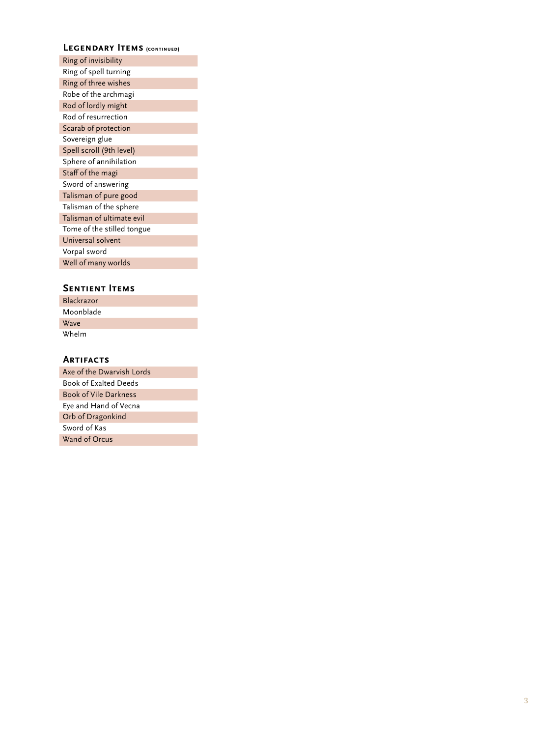### Legendary Items (continued)

| |
|---|
| Ring of invisibility |
| Ring of spell turning |
| Ring of three wishes |
| Robe of the archmagi |
| Rod of lordly might |
| Rod of resurrection |
| Scarab of protection |
| Sovereign glue |
| Spell scroll (9th level) |
| Sphere of annihilation |
| Staff of the magi |
| Sword of answering |
| Talisman of pure good |
| Talisman of the sphere |
| Talisman of ultimate evil |
| Tome of the stilled tongue |
| Universal solvent |
| Vorpal sword |
| Well of many worlds |

### Sentient Items

| |
|---|
| Blackrazor |
| Moonblade |
| Wave |
| Whelm |

### Artifacts

| |
|---|
| Axe of the Dwarvish Lords |
| Book of Exalted Deeds |
| Book of Vile Darkness |
| Eye and Hand of Vecna |
| Orb of Dragonkind |
| Sword of Kas |
| Wand of Orcus |